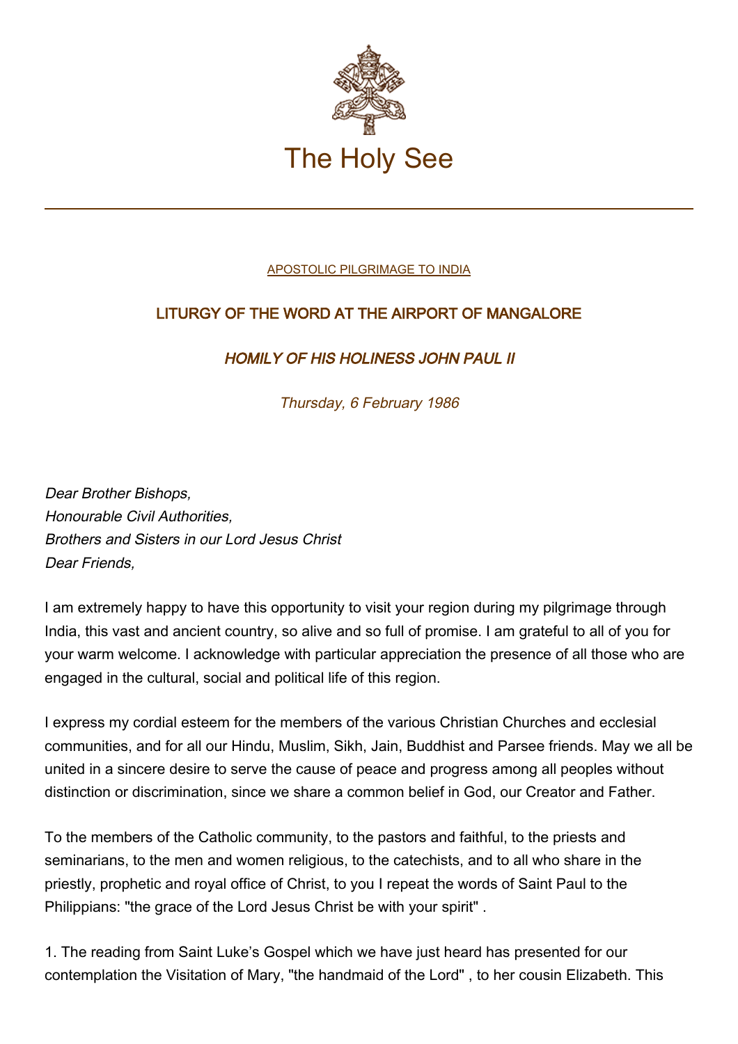# The Holy See

APOSTOLIC PILGRIMAGE TO INDIA

## LITURGY OF THE WORD AT THE AIRPORT OF MANGALORE

### *HOMILY OF HIS HOLINESS JOHN PAUL II*

*Thursday, 6 February 1986*

*Dear Brother Bishops,*
*Honourable Civil Authorities,*
*Brothers and Sisters in our Lord Jesus Christ*
*Dear Friends,*

I am extremely happy to have this opportunity to visit your region during my pilgrimage through India, this vast and ancient country, so alive and so full of promise. I am grateful to all of you for your warm welcome. I acknowledge with particular appreciation the presence of all those who are engaged in the cultural, social and political life of this region.

I express my cordial esteem for the members of the various Christian Churches and ecclesial communities, and for all our Hindu, Muslim, Sikh, Jain, Buddhist and Parsee friends. May we all be united in a sincere desire to serve the cause of peace and progress among all peoples without distinction or discrimination, since we share a common belief in God, our Creator and Father.

To the members of the Catholic community, to the pastors and faithful, to the priests and seminarians, to the men and women religious, to the catechists, and to all who share in the priestly, prophetic and royal office of Christ, to you I repeat the words of Saint Paul to the Philippians: "the grace of the Lord Jesus Christ be with your spirit" .

1. The reading from Saint Luke's Gospel which we have just heard has presented for our contemplation the Visitation of Mary, "the handmaid of the Lord" , to her cousin Elizabeth. This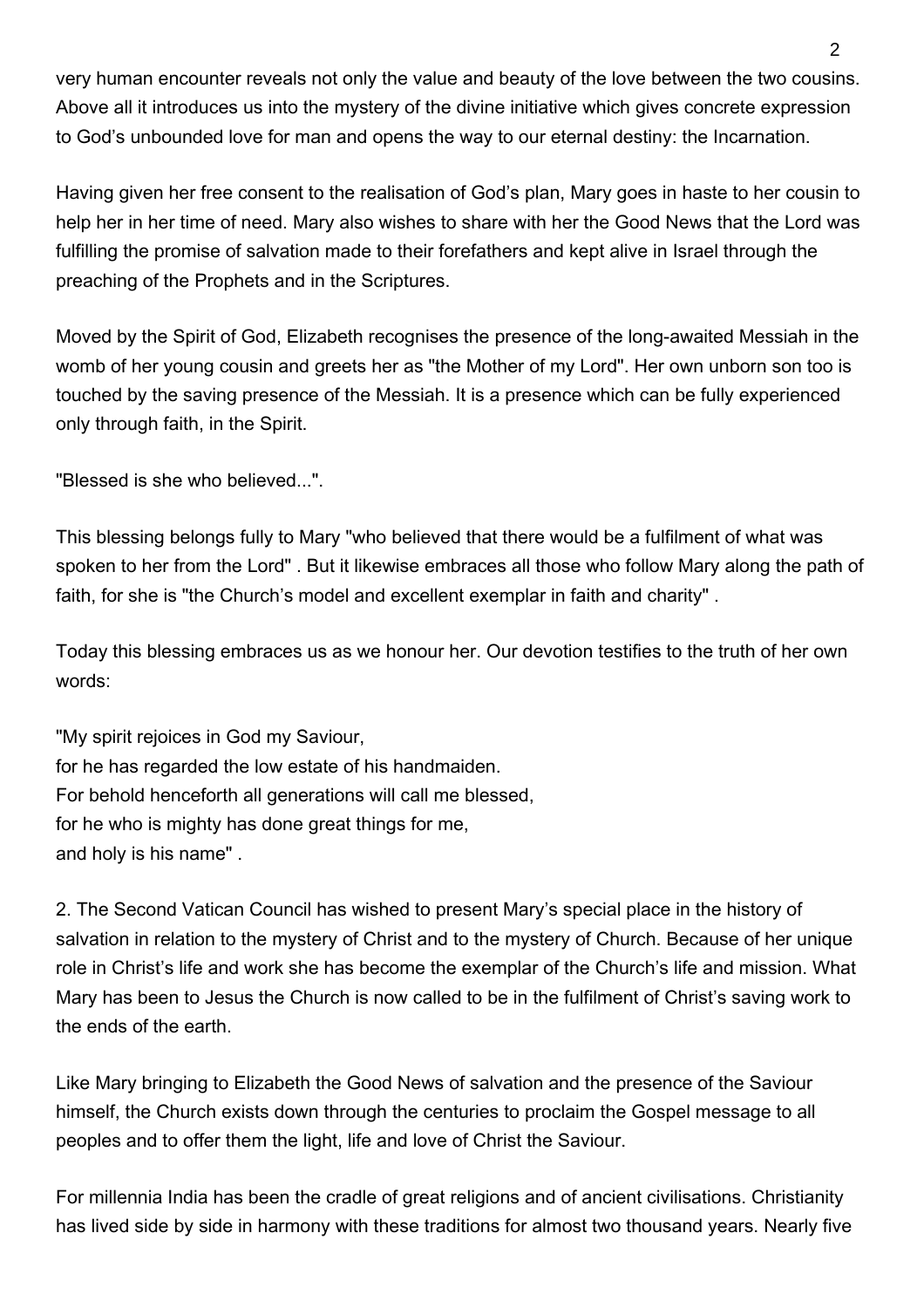very human encounter reveals not only the value and beauty of the love between the two cousins. Above all it introduces us into the mystery of the divine initiative which gives concrete expression to God’s unbounded love for man and opens the way to our eternal destiny: the Incarnation.

Having given her free consent to the realisation of God’s plan, Mary goes in haste to her cousin to help her in her time of need. Mary also wishes to share with her the Good News that the Lord was fulfilling the promise of salvation made to their forefathers and kept alive in Israel through the preaching of the Prophets and in the Scriptures.

Moved by the Spirit of God, Elizabeth recognises the presence of the long-awaited Messiah in the womb of her young cousin and greets her as "the Mother of my Lord". Her own unborn son too is touched by the saving presence of the Messiah. It is a presence which can be fully experienced only through faith, in the Spirit.

"Blessed is she who believed...".

This blessing belongs fully to Mary "who believed that there would be a fulfilment of what was spoken to her from the Lord" . But it likewise embraces all those who follow Mary along the path of faith, for she is "the Church’s model and excellent exemplar in faith and charity" .

Today this blessing embraces us as we honour her. Our devotion testifies to the truth of her own words:

"My spirit rejoices in God my Saviour,  
for he has regarded the low estate of his handmaiden.  
For behold henceforth all generations will call me blessed,  
for he who is mighty has done great things for me,  
and holy is his name" .

2. The Second Vatican Council has wished to present Mary’s special place in the history of salvation in relation to the mystery of Christ and to the mystery of Church. Because of her unique role in Christ’s life and work she has become the exemplar of the Church’s life and mission. What Mary has been to Jesus the Church is now called to be in the fulfilment of Christ’s saving work to the ends of the earth.

Like Mary bringing to Elizabeth the Good News of salvation and the presence of the Saviour himself, the Church exists down through the centuries to proclaim the Gospel message to all peoples and to offer them the light, life and love of Christ the Saviour.

For millennia India has been the cradle of great religions and of ancient civilisations. Christianity has lived side by side in harmony with these traditions for almost two thousand years. Nearly five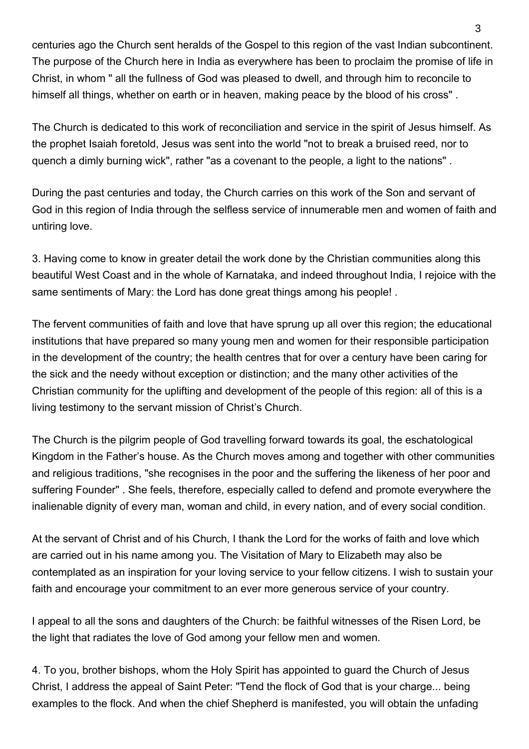centuries ago the Church sent heralds of the Gospel to this region of the vast Indian subcontinent. The purpose of the Church here in India as everywhere has been to proclaim the promise of life in Christ, in whom " all the fullness of God was pleased to dwell, and through him to reconcile to himself all things, whether on earth or in heaven, making peace by the blood of his cross" .

The Church is dedicated to this work of reconciliation and service in the spirit of Jesus himself. As the prophet Isaiah foretold, Jesus was sent into the world "not to break a bruised reed, nor to quench a dimly burning wick", rather "as a covenant to the people, a light to the nations" .

During the past centuries and today, the Church carries on this work of the Son and servant of God in this region of India through the selfless service of innumerable men and women of faith and untiring love.

3. Having come to know in greater detail the work done by the Christian communities along this beautiful West Coast and in the whole of Karnataka, and indeed throughout India, I rejoice with the same sentiments of Mary: the Lord has done great things among his people! .

The fervent communities of faith and love that have sprung up all over this region; the educational institutions that have prepared so many young men and women for their responsible participation in the development of the country; the health centres that for over a century have been caring for the sick and the needy without exception or distinction; and the many other activities of the Christian community for the uplifting and development of the people of this region: all of this is a living testimony to the servant mission of Christ's Church.

The Church is the pilgrim people of God travelling forward towards its goal, the eschatological Kingdom in the Father's house. As the Church moves among and together with other communities and religious traditions, "she recognises in the poor and the suffering the likeness of her poor and suffering Founder" . She feels, therefore, especially called to defend and promote everywhere the inalienable dignity of every man, woman and child, in every nation, and of every social condition.

At the servant of Christ and of his Church, I thank the Lord for the works of faith and love which are carried out in his name among you. The Visitation of Mary to Elizabeth may also be contemplated as an inspiration for your loving service to your fellow citizens. I wish to sustain your faith and encourage your commitment to an ever more generous service of your country.

I appeal to all the sons and daughters of the Church: be faithful witnesses of the Risen Lord, be the light that radiates the love of God among your fellow men and women.

4. To you, brother bishops, whom the Holy Spirit has appointed to guard the Church of Jesus Christ, I address the appeal of Saint Peter: "Tend the flock of God that is your charge... being examples to the flock. And when the chief Shepherd is manifested, you will obtain the unfading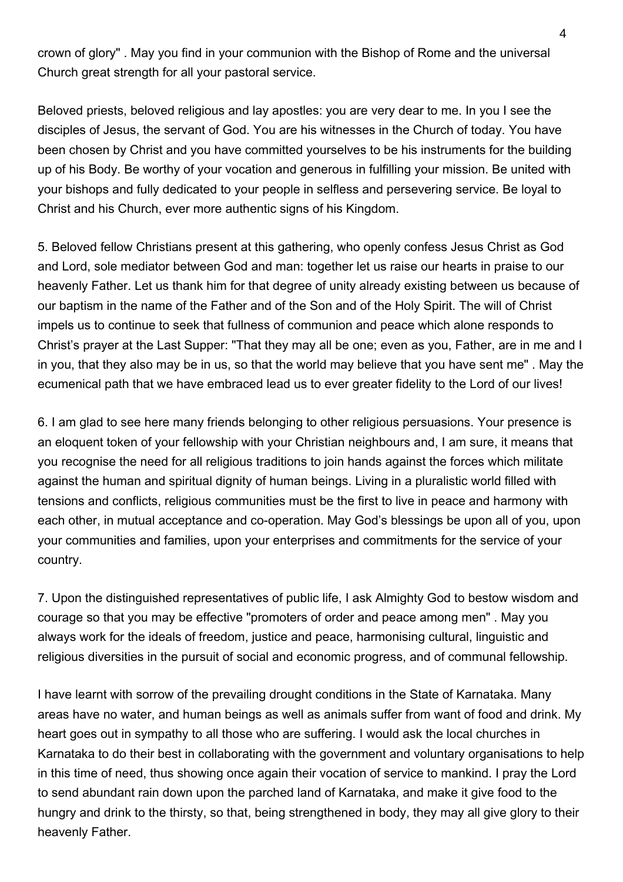crown of glory" . May you find in your communion with the Bishop of Rome and the universal Church great strength for all your pastoral service.

Beloved priests, beloved religious and lay apostles: you are very dear to me. In you I see the disciples of Jesus, the servant of God. You are his witnesses in the Church of today. You have been chosen by Christ and you have committed yourselves to be his instruments for the building up of his Body. Be worthy of your vocation and generous in fulfilling your mission. Be united with your bishops and fully dedicated to your people in selfless and persevering service. Be loyal to Christ and his Church, ever more authentic signs of his Kingdom.

5. Beloved fellow Christians present at this gathering, who openly confess Jesus Christ as God and Lord, sole mediator between God and man: together let us raise our hearts in praise to our heavenly Father. Let us thank him for that degree of unity already existing between us because of our baptism in the name of the Father and of the Son and of the Holy Spirit. The will of Christ impels us to continue to seek that fullness of communion and peace which alone responds to Christ's prayer at the Last Supper: "That they may all be one; even as you, Father, are in me and I in you, that they also may be in us, so that the world may believe that you have sent me" . May the ecumenical path that we have embraced lead us to ever greater fidelity to the Lord of our lives!

6. I am glad to see here many friends belonging to other religious persuasions. Your presence is an eloquent token of your fellowship with your Christian neighbours and, I am sure, it means that you recognise the need for all religious traditions to join hands against the forces which militate against the human and spiritual dignity of human beings. Living in a pluralistic world filled with tensions and conflicts, religious communities must be the first to live in peace and harmony with each other, in mutual acceptance and co-operation. May God's blessings be upon all of you, upon your communities and families, upon your enterprises and commitments for the service of your country.

7. Upon the distinguished representatives of public life, I ask Almighty God to bestow wisdom and courage so that you may be effective "promoters of order and peace among men" . May you always work for the ideals of freedom, justice and peace, harmonising cultural, linguistic and religious diversities in the pursuit of social and economic progress, and of communal fellowship.

I have learnt with sorrow of the prevailing drought conditions in the State of Karnataka. Many areas have no water, and human beings as well as animals suffer from want of food and drink. My heart goes out in sympathy to all those who are suffering. I would ask the local churches in Karnataka to do their best in collaborating with the government and voluntary organisations to help in this time of need, thus showing once again their vocation of service to mankind. I pray the Lord to send abundant rain down upon the parched land of Karnataka, and make it give food to the hungry and drink to the thirsty, so that, being strengthened in body, they may all give glory to their heavenly Father.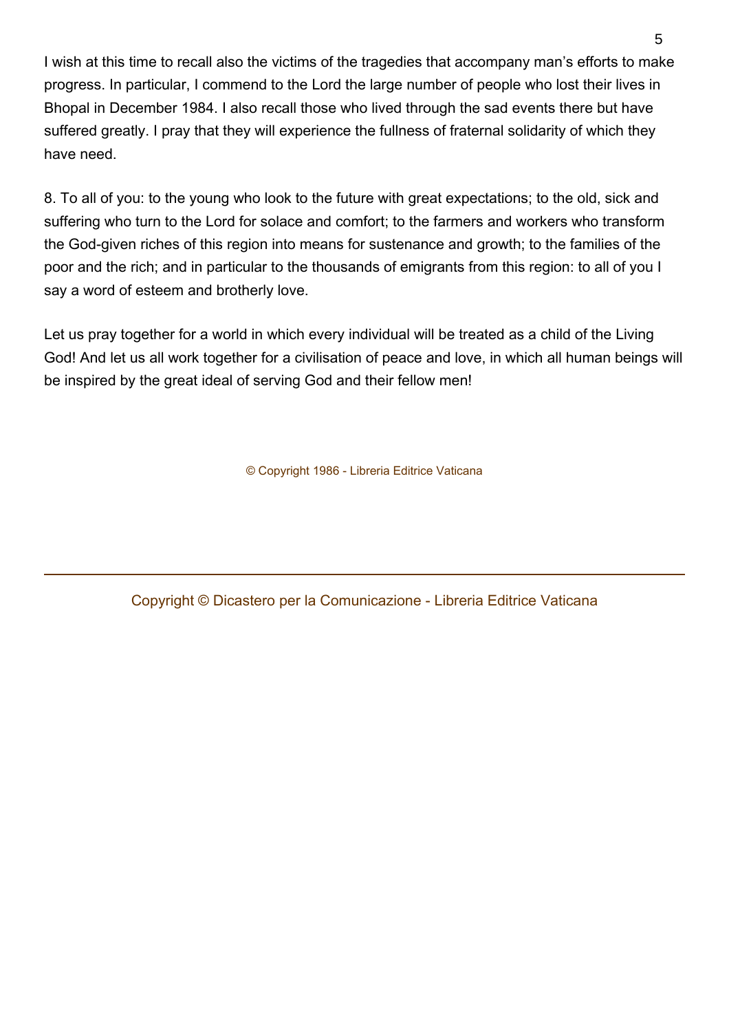I wish at this time to recall also the victims of the tragedies that accompany man's efforts to make progress. In particular, I commend to the Lord the large number of people who lost their lives in Bhopal in December 1984. I also recall those who lived through the sad events there but have suffered greatly. I pray that they will experience the fullness of fraternal solidarity of which they have need.

8. To all of you: to the young who look to the future with great expectations; to the old, sick and suffering who turn to the Lord for solace and comfort; to the farmers and workers who transform the God-given riches of this region into means for sustenance and growth; to the families of the poor and the rich; and in particular to the thousands of emigrants from this region: to all of you I say a word of esteem and brotherly love.

Let us pray together for a world in which every individual will be treated as a child of the Living God! And let us all work together for a civilisation of peace and love, in which all human beings will be inspired by the great ideal of serving God and their fellow men!

© Copyright 1986 - Libreria Editrice Vaticana

---

Copyright © Dicastero per la Comunicazione - Libreria Editrice Vaticana